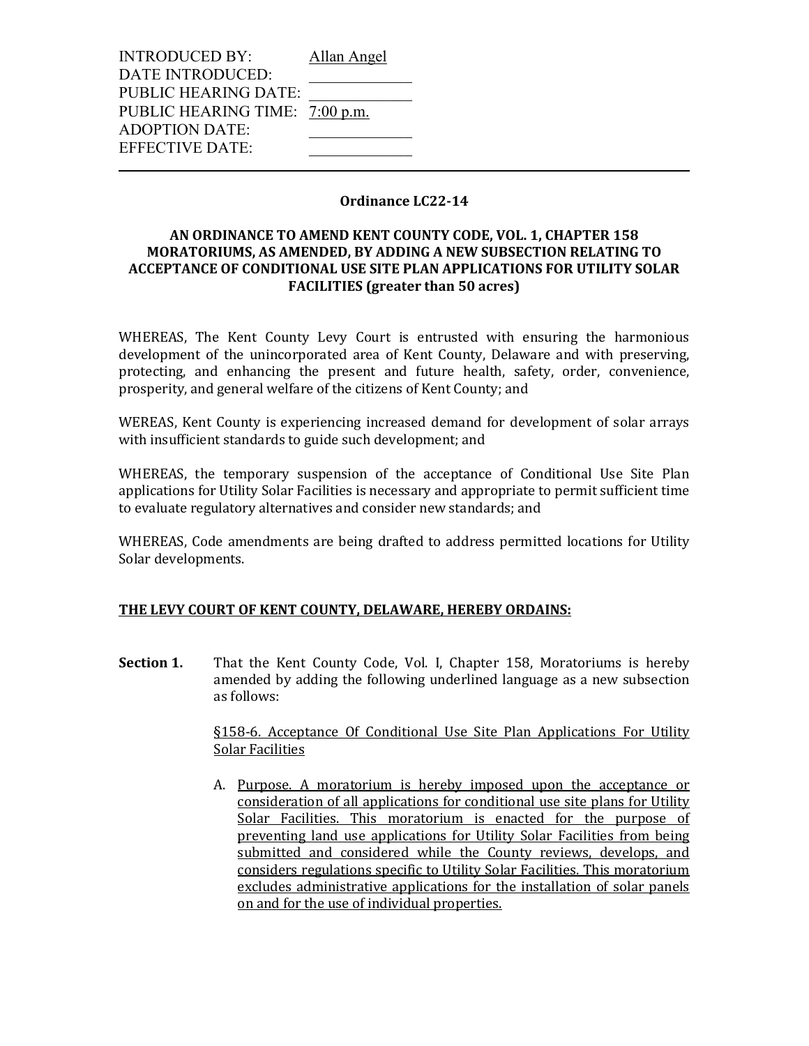INTRODUCED BY: Allan Angel
DATE INTRODUCED: ____________
PUBLIC HEARING DATE: ____________
PUBLIC HEARING TIME: 7:00 p.m.
ADOPTION DATE: ____________
EFFECTIVE DATE: ____________

---

**Ordinance LC22-14**

**AN ORDINANCE TO AMEND KENT COUNTY CODE, VOL. 1, CHAPTER 158 MORATORIUMS, AS AMENDED, BY ADDING A NEW SUBSECTION RELATING TO ACCEPTANCE OF CONDITIONAL USE SITE PLAN APPLICATIONS FOR UTILITY SOLAR FACILITIES (greater than 50 acres)**

WHEREAS, The Kent County Levy Court is entrusted with ensuring the harmonious development of the unincorporated area of Kent County, Delaware and with preserving, protecting, and enhancing the present and future health, safety, order, convenience, prosperity, and general welfare of the citizens of Kent County; and

WEREAS, Kent County is experiencing increased demand for development of solar arrays with insufficient standards to guide such development; and

WHEREAS, the temporary suspension of the acceptance of Conditional Use Site Plan applications for Utility Solar Facilities is necessary and appropriate to permit sufficient time to evaluate regulatory alternatives and consider new standards; and

WHEREAS, Code amendments are being drafted to address permitted locations for Utility Solar developments.

**THE LEVY COURT OF KENT COUNTY, DELAWARE, HEREBY ORDAINS:**

**Section 1.** That the Kent County Code, Vol. I, Chapter 158, Moratoriums is hereby amended by adding the following underlined language as a new subsection as follows:

<u>§158-6. Acceptance Of Conditional Use Site Plan Applications For Utility Solar Facilities</u>

A. <u>Purpose. A moratorium is hereby imposed upon the acceptance or consideration of all applications for conditional use site plans for Utility Solar Facilities. This moratorium is enacted for the purpose of preventing land use applications for Utility Solar Facilities from being submitted and considered while the County reviews, develops, and considers regulations specific to Utility Solar Facilities. This moratorium excludes administrative applications for the installation of solar panels on and for the use of individual properties.</u>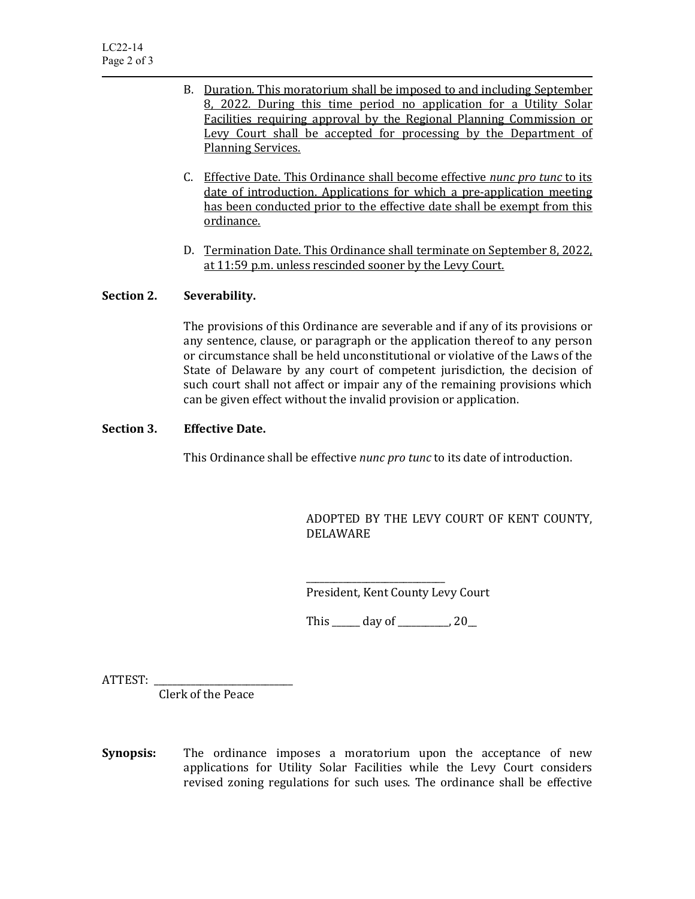B. <u>Duration. This moratorium shall be imposed to and including September 8, 2022. During this time period no application for a Utility Solar Facilities requiring approval by the Regional Planning Commission or Levy Court shall be accepted for processing by the Department of Planning Services.</u>

C. <u>Effective Date. This Ordinance shall become effective *nunc pro tunc* to its date of introduction. Applications for which a pre-application meeting has been conducted prior to the effective date shall be exempt from this ordinance.</u>

D. <u>Termination Date. This Ordinance shall terminate on September 8, 2022, at 11:59 p.m. unless rescinded sooner by the Levy Court.</u>

**Section 2. Severability.**

The provisions of this Ordinance are severable and if any of its provisions or any sentence, clause, or paragraph or the application thereof to any person or circumstance shall be held unconstitutional or violative of the Laws of the State of Delaware by any court of competent jurisdiction, the decision of such court shall not affect or impair any of the remaining provisions which can be given effect without the invalid provision or application.

**Section 3. Effective Date.**

This Ordinance shall be effective *nunc pro tunc* to its date of introduction.

ADOPTED BY THE LEVY COURT OF KENT COUNTY, DELAWARE

\_\_\_\_\_\_\_\_\_\_\_\_\_\_\_\_\_\_\_\_\_\_\_\_\_\_\_\_\_\_
President, Kent County Levy Court

This \_\_\_\_\_\_ day of \_\_\_\_\_\_\_\_\_\_\_, 20\_\_

ATTEST: \_\_\_\_\_\_\_\_\_\_\_\_\_\_\_\_\_\_\_\_\_\_\_\_\_\_\_\_\_\_
Clerk of the Peace

**Synopsis:** The ordinance imposes a moratorium upon the acceptance of new applications for Utility Solar Facilities while the Levy Court considers revised zoning regulations for such uses. The ordinance shall be effective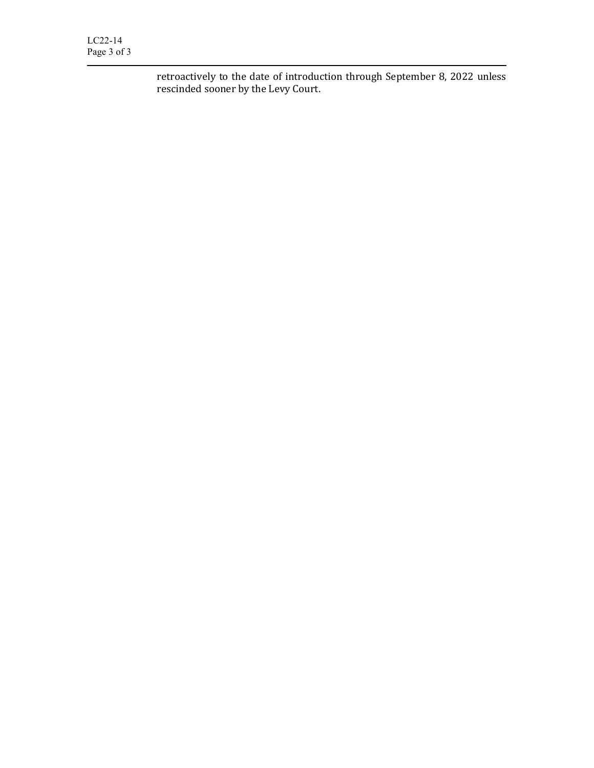retroactively to the date of introduction through September 8, 2022 unless rescinded sooner by the Levy Court.